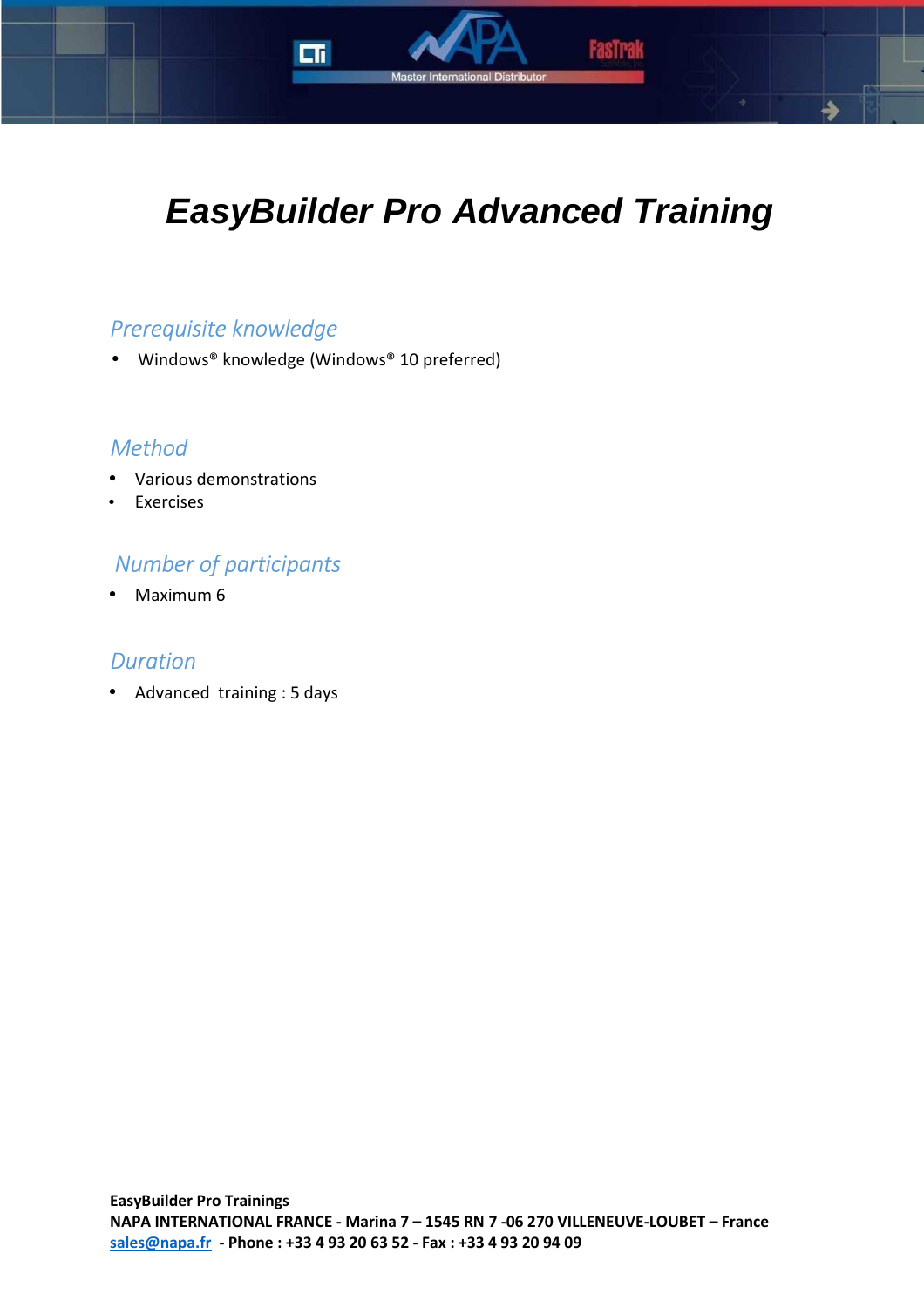# *EasyBuilder Pro Advanced Training*

## *Prerequisite knowledge*

- Windows® knowledge (Windows® 10 preferred)

## *Method*

- Various demonstrations
- Exercises

## *Number of participants*

- Maximum 6

## *Duration*

- Advanced training : 5 days

**EasyBuilder Pro Trainings**
**NAPA INTERNATIONAL FRANCE - Marina 7 – 1545 RN 7 -06 270 VILLENEUVE-LOUBET – France**
**sales@napa.fr - Phone : +33 4 93 20 63 52 - Fax : +33 4 93 20 94 09**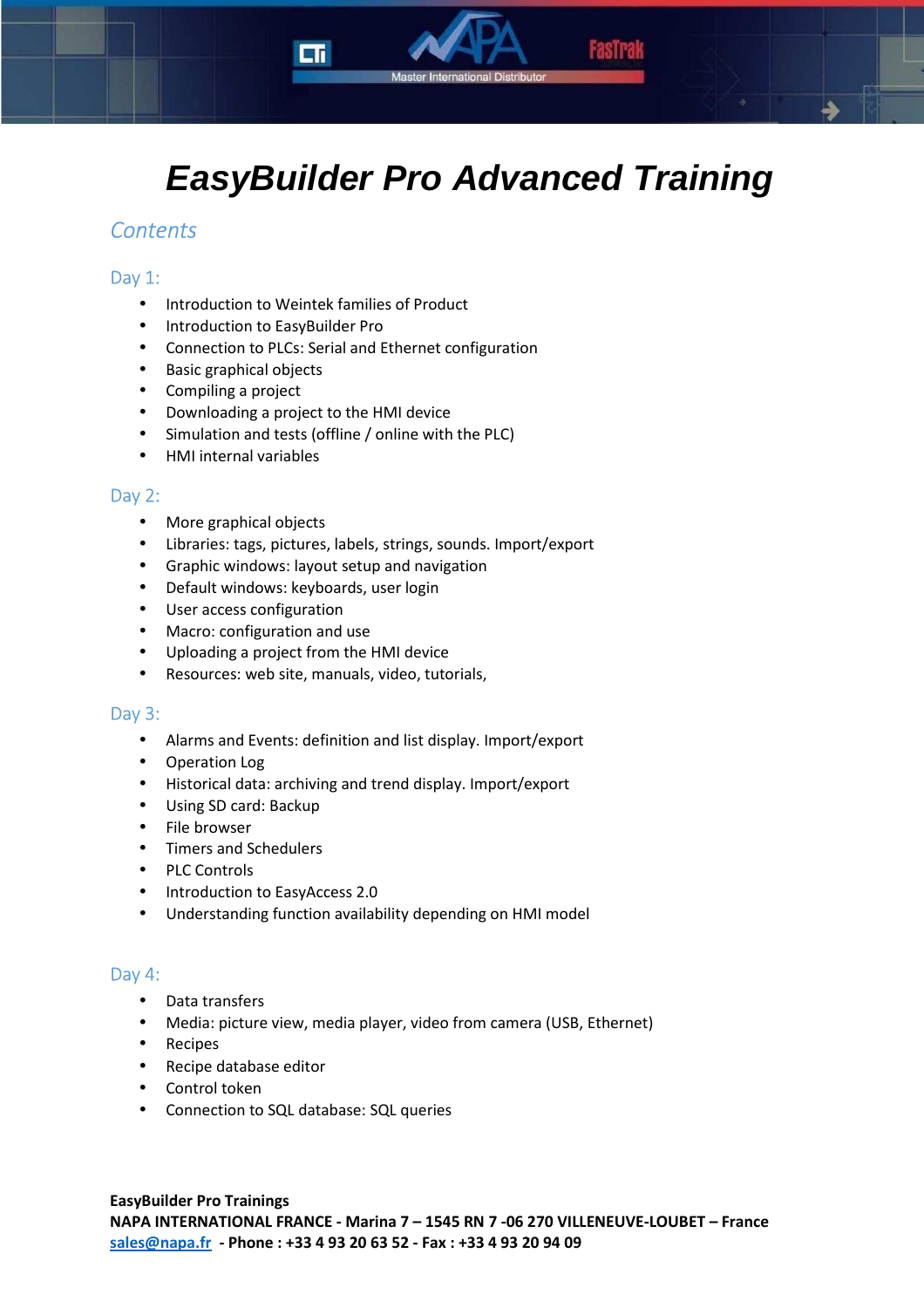# *EasyBuilder Pro Advanced Training*

## *Contents*

### Day 1:

- Introduction to Weintek families of Product
- Introduction to EasyBuilder Pro
- Connection to PLCs: Serial and Ethernet configuration
- Basic graphical objects
- Compiling a project
- Downloading a project to the HMI device
- Simulation and tests (offline / online with the PLC)
- HMI internal variables

### Day 2:

- More graphical objects
- Libraries: tags, pictures, labels, strings, sounds. Import/export
- Graphic windows: layout setup and navigation
- Default windows: keyboards, user login
- User access configuration
- Macro: configuration and use
- Uploading a project from the HMI device
- Resources: web site, manuals, video, tutorials,

### Day 3:

- Alarms and Events: definition and list display. Import/export
- Operation Log
- Historical data: archiving and trend display. Import/export
- Using SD card: Backup
- File browser
- Timers and Schedulers
- PLC Controls
- Introduction to EasyAccess 2.0
- Understanding function availability depending on HMI model

### Day 4:

- Data transfers
- Media: picture view, media player, video from camera (USB, Ethernet)
- Recipes
- Recipe database editor
- Control token
- Connection to SQL database: SQL queries

**EasyBuilder Pro Trainings**
**NAPA INTERNATIONAL FRANCE - Marina 7 – 1545 RN 7 -06 270 VILLENEUVE-LOUBET – France**
sales@napa.fr **- Phone : +33 4 93 20 63 52 - Fax : +33 4 93 20 94 09**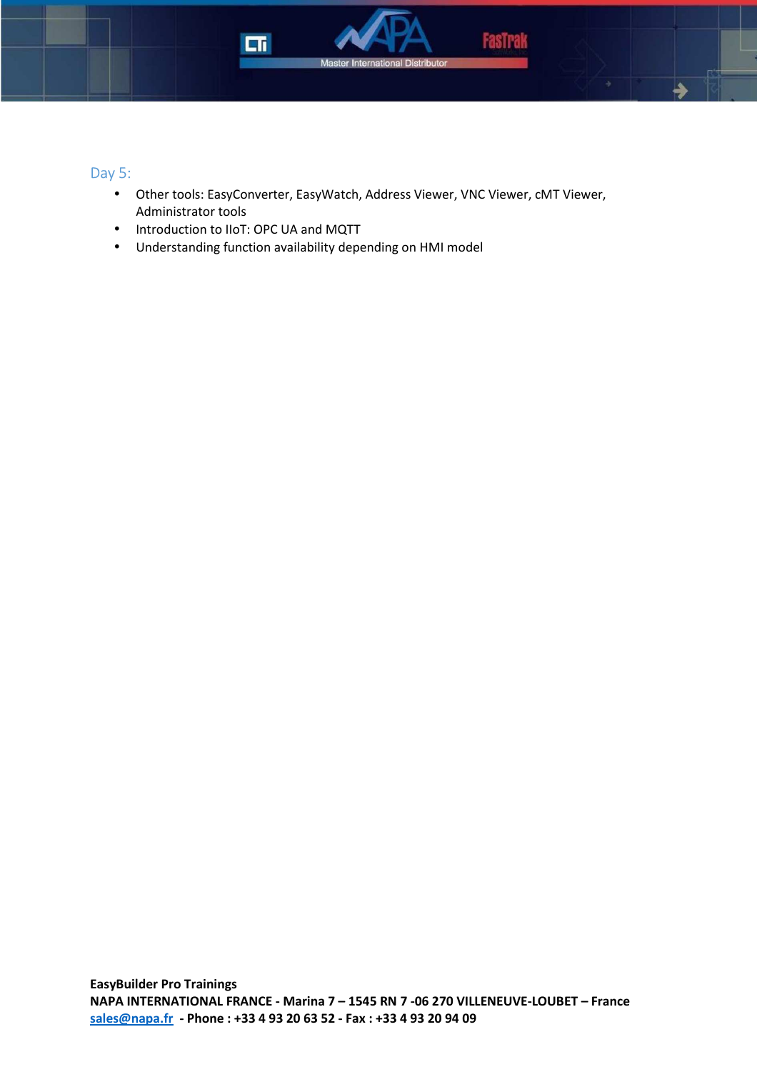## Day 5:

- Other tools: EasyConverter, EasyWatch, Address Viewer, VNC Viewer, cMT Viewer, Administrator tools
- Introduction to IIoT: OPC UA and MQTT
- Understanding function availability depending on HMI model

**EasyBuilder Pro Trainings**
**NAPA INTERNATIONAL FRANCE - Marina 7 – 1545 RN 7 -06 270 VILLENEUVE-LOUBET – France**
**sales@napa.fr - Phone : +33 4 93 20 63 52 - Fax : +33 4 93 20 94 09**